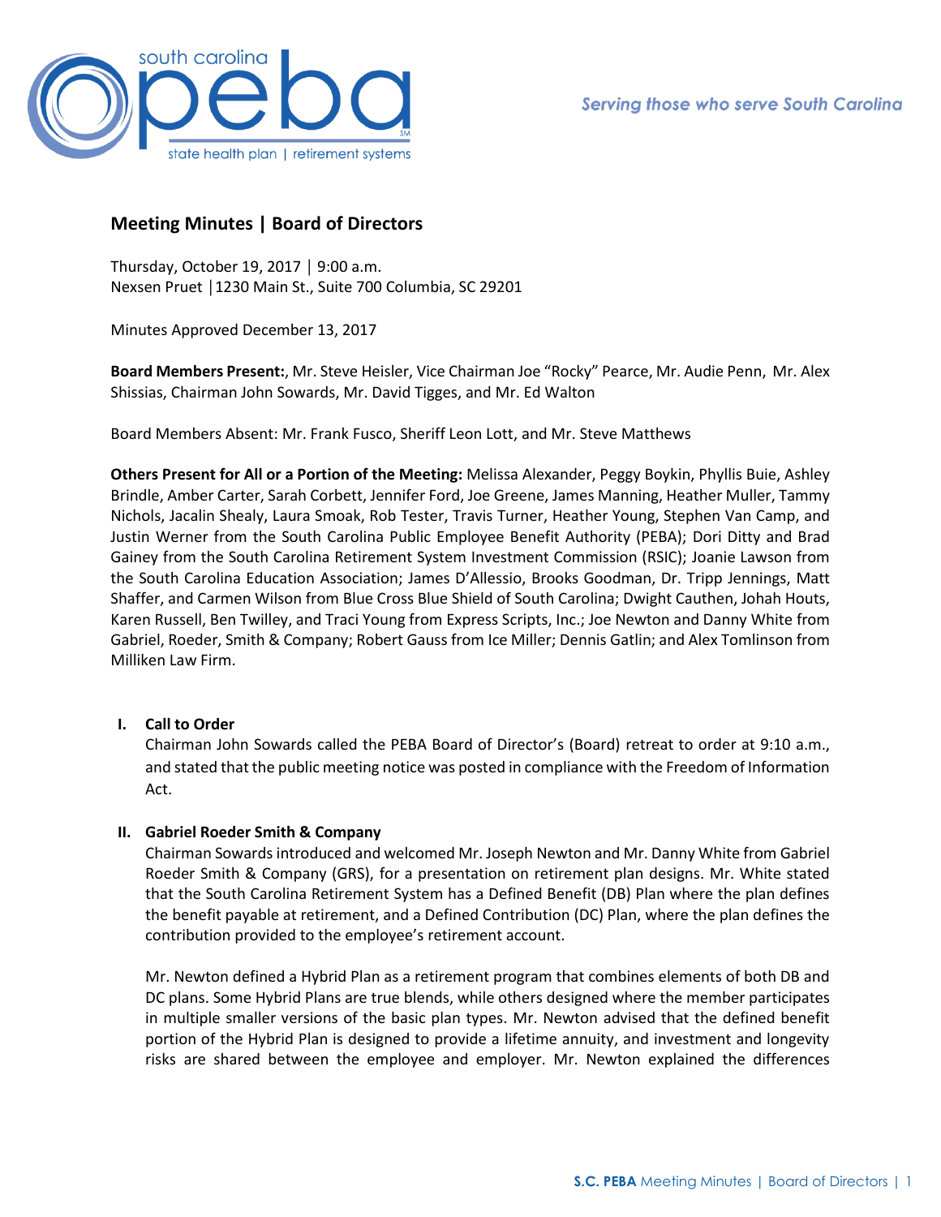Serving those who serve South Carolina

## Meeting Minutes | Board of Directors

Thursday, October 19, 2017 │ 9:00 a.m.
Nexsen Pruet │1230 Main St., Suite 700 Columbia, SC 29201

Minutes Approved December 13, 2017

**Board Members Present:**, Mr. Steve Heisler, Vice Chairman Joe "Rocky" Pearce, Mr. Audie Penn, Mr. Alex Shissias, Chairman John Sowards, Mr. David Tigges, and Mr. Ed Walton

Board Members Absent: Mr. Frank Fusco, Sheriff Leon Lott, and Mr. Steve Matthews

**Others Present for All or a Portion of the Meeting:** Melissa Alexander, Peggy Boykin, Phyllis Buie, Ashley Brindle, Amber Carter, Sarah Corbett, Jennifer Ford, Joe Greene, James Manning, Heather Muller, Tammy Nichols, Jacalin Shealy, Laura Smoak, Rob Tester, Travis Turner, Heather Young, Stephen Van Camp, and Justin Werner from the South Carolina Public Employee Benefit Authority (PEBA); Dori Ditty and Brad Gainey from the South Carolina Retirement System Investment Commission (RSIC); Joanie Lawson from the South Carolina Education Association; James D'Allessio, Brooks Goodman, Dr. Tripp Jennings, Matt Shaffer, and Carmen Wilson from Blue Cross Blue Shield of South Carolina; Dwight Cauthen, Johah Houts, Karen Russell, Ben Twilley, and Traci Young from Express Scripts, Inc.; Joe Newton and Danny White from Gabriel, Roeder, Smith & Company; Robert Gauss from Ice Miller; Dennis Gatlin; and Alex Tomlinson from Milliken Law Firm.

### I. Call to Order

Chairman John Sowards called the PEBA Board of Director's (Board) retreat to order at 9:10 a.m., and stated that the public meeting notice was posted in compliance with the Freedom of Information Act.

### II. Gabriel Roeder Smith & Company

Chairman Sowards introduced and welcomed Mr. Joseph Newton and Mr. Danny White from Gabriel Roeder Smith & Company (GRS), for a presentation on retirement plan designs. Mr. White stated that the South Carolina Retirement System has a Defined Benefit (DB) Plan where the plan defines the benefit payable at retirement, and a Defined Contribution (DC) Plan, where the plan defines the contribution provided to the employee's retirement account.

Mr. Newton defined a Hybrid Plan as a retirement program that combines elements of both DB and DC plans. Some Hybrid Plans are true blends, while others designed where the member participates in multiple smaller versions of the basic plan types. Mr. Newton advised that the defined benefit portion of the Hybrid Plan is designed to provide a lifetime annuity, and investment and longevity risks are shared between the employee and employer. Mr. Newton explained the differences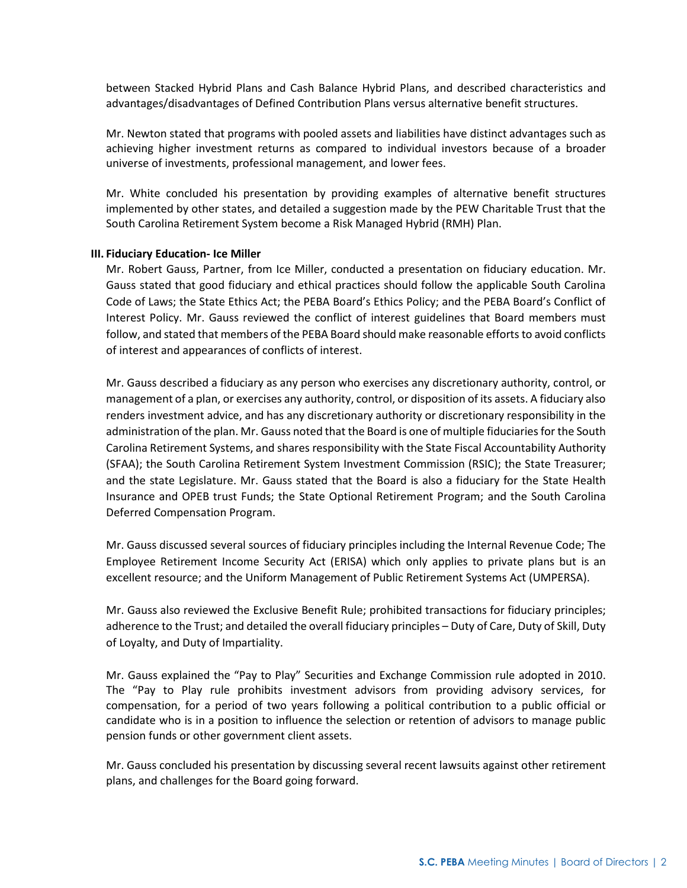between Stacked Hybrid Plans and Cash Balance Hybrid Plans, and described characteristics and advantages/disadvantages of Defined Contribution Plans versus alternative benefit structures.

Mr. Newton stated that programs with pooled assets and liabilities have distinct advantages such as achieving higher investment returns as compared to individual investors because of a broader universe of investments, professional management, and lower fees.

Mr. White concluded his presentation by providing examples of alternative benefit structures implemented by other states, and detailed a suggestion made by the PEW Charitable Trust that the South Carolina Retirement System become a Risk Managed Hybrid (RMH) Plan.

**III. Fiduciary Education- Ice Miller**

Mr. Robert Gauss, Partner, from Ice Miller, conducted a presentation on fiduciary education. Mr. Gauss stated that good fiduciary and ethical practices should follow the applicable South Carolina Code of Laws; the State Ethics Act; the PEBA Board's Ethics Policy; and the PEBA Board's Conflict of Interest Policy. Mr. Gauss reviewed the conflict of interest guidelines that Board members must follow, and stated that members of the PEBA Board should make reasonable efforts to avoid conflicts of interest and appearances of conflicts of interest.

Mr. Gauss described a fiduciary as any person who exercises any discretionary authority, control, or management of a plan, or exercises any authority, control, or disposition of its assets. A fiduciary also renders investment advice, and has any discretionary authority or discretionary responsibility in the administration of the plan. Mr. Gauss noted that the Board is one of multiple fiduciaries for the South Carolina Retirement Systems, and shares responsibility with the State Fiscal Accountability Authority (SFAA); the South Carolina Retirement System Investment Commission (RSIC); the State Treasurer; and the state Legislature. Mr. Gauss stated that the Board is also a fiduciary for the State Health Insurance and OPEB trust Funds; the State Optional Retirement Program; and the South Carolina Deferred Compensation Program.

Mr. Gauss discussed several sources of fiduciary principles including the Internal Revenue Code; The Employee Retirement Income Security Act (ERISA) which only applies to private plans but is an excellent resource; and the Uniform Management of Public Retirement Systems Act (UMPERSA).

Mr. Gauss also reviewed the Exclusive Benefit Rule; prohibited transactions for fiduciary principles; adherence to the Trust; and detailed the overall fiduciary principles – Duty of Care, Duty of Skill, Duty of Loyalty, and Duty of Impartiality.

Mr. Gauss explained the "Pay to Play" Securities and Exchange Commission rule adopted in 2010. The "Pay to Play rule prohibits investment advisors from providing advisory services, for compensation, for a period of two years following a political contribution to a public official or candidate who is in a position to influence the selection or retention of advisors to manage public pension funds or other government client assets.

Mr. Gauss concluded his presentation by discussing several recent lawsuits against other retirement plans, and challenges for the Board going forward.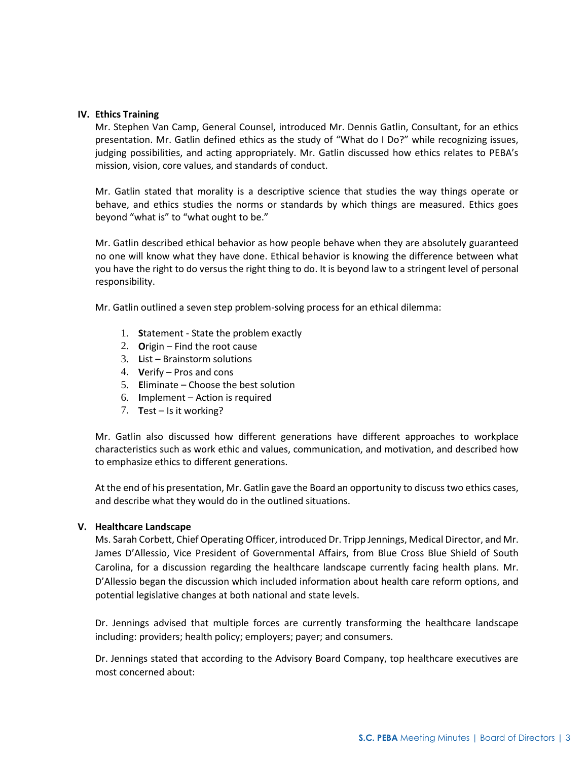## IV. Ethics Training

Mr. Stephen Van Camp, General Counsel, introduced Mr. Dennis Gatlin, Consultant, for an ethics presentation. Mr. Gatlin defined ethics as the study of "What do I Do?" while recognizing issues, judging possibilities, and acting appropriately. Mr. Gatlin discussed how ethics relates to PEBA's mission, vision, core values, and standards of conduct.

Mr. Gatlin stated that morality is a descriptive science that studies the way things operate or behave, and ethics studies the norms or standards by which things are measured. Ethics goes beyond "what is" to "what ought to be."

Mr. Gatlin described ethical behavior as how people behave when they are absolutely guaranteed no one will know what they have done. Ethical behavior is knowing the difference between what you have the right to do versus the right thing to do. It is beyond law to a stringent level of personal responsibility.

Mr. Gatlin outlined a seven step problem-solving process for an ethical dilemma:

1. **S**tatement - State the problem exactly
2. **O**rigin – Find the root cause
3. **L**ist – Brainstorm solutions
4. **V**erify – Pros and cons
5. **E**liminate – Choose the best solution
6. **I**mplement – Action is required
7. **T**est – Is it working?

Mr. Gatlin also discussed how different generations have different approaches to workplace characteristics such as work ethic and values, communication, and motivation, and described how to emphasize ethics to different generations.

At the end of his presentation, Mr. Gatlin gave the Board an opportunity to discuss two ethics cases, and describe what they would do in the outlined situations.

## V. Healthcare Landscape

Ms. Sarah Corbett, Chief Operating Officer, introduced Dr. Tripp Jennings, Medical Director, and Mr. James D'Allessio, Vice President of Governmental Affairs, from Blue Cross Blue Shield of South Carolina, for a discussion regarding the healthcare landscape currently facing health plans. Mr. D'Allessio began the discussion which included information about health care reform options, and potential legislative changes at both national and state levels.

Dr. Jennings advised that multiple forces are currently transforming the healthcare landscape including: providers; health policy; employers; payer; and consumers.

Dr. Jennings stated that according to the Advisory Board Company, top healthcare executives are most concerned about: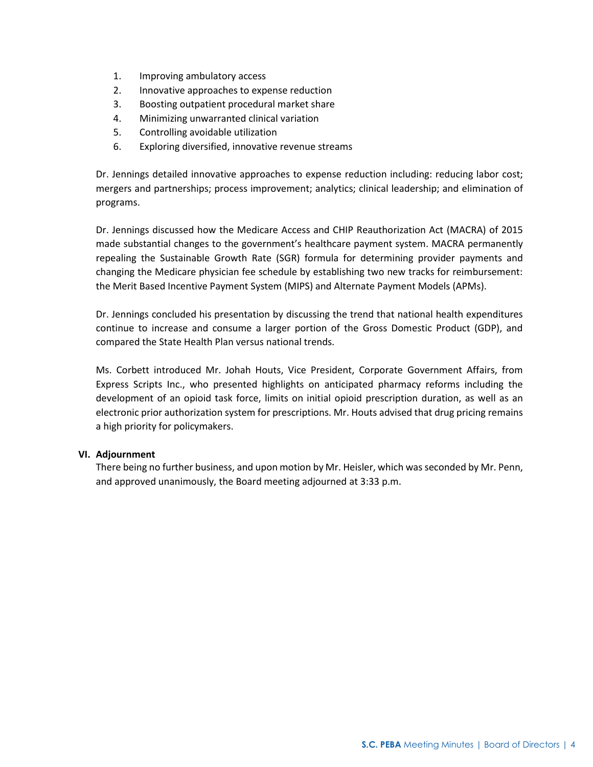1. Improving ambulatory access
2. Innovative approaches to expense reduction
3. Boosting outpatient procedural market share
4. Minimizing unwarranted clinical variation
5. Controlling avoidable utilization
6. Exploring diversified, innovative revenue streams

Dr. Jennings detailed innovative approaches to expense reduction including: reducing labor cost; mergers and partnerships; process improvement; analytics; clinical leadership; and elimination of programs.

Dr. Jennings discussed how the Medicare Access and CHIP Reauthorization Act (MACRA) of 2015 made substantial changes to the government's healthcare payment system. MACRA permanently repealing the Sustainable Growth Rate (SGR) formula for determining provider payments and changing the Medicare physician fee schedule by establishing two new tracks for reimbursement: the Merit Based Incentive Payment System (MIPS) and Alternate Payment Models (APMs).

Dr. Jennings concluded his presentation by discussing the trend that national health expenditures continue to increase and consume a larger portion of the Gross Domestic Product (GDP), and compared the State Health Plan versus national trends.

Ms. Corbett introduced Mr. Johah Houts, Vice President, Corporate Government Affairs, from Express Scripts Inc., who presented highlights on anticipated pharmacy reforms including the development of an opioid task force, limits on initial opioid prescription duration, as well as an electronic prior authorization system for prescriptions. Mr. Houts advised that drug pricing remains a high priority for policymakers.

## VI. Adjournment

There being no further business, and upon motion by Mr. Heisler, which was seconded by Mr. Penn, and approved unanimously, the Board meeting adjourned at 3:33 p.m.